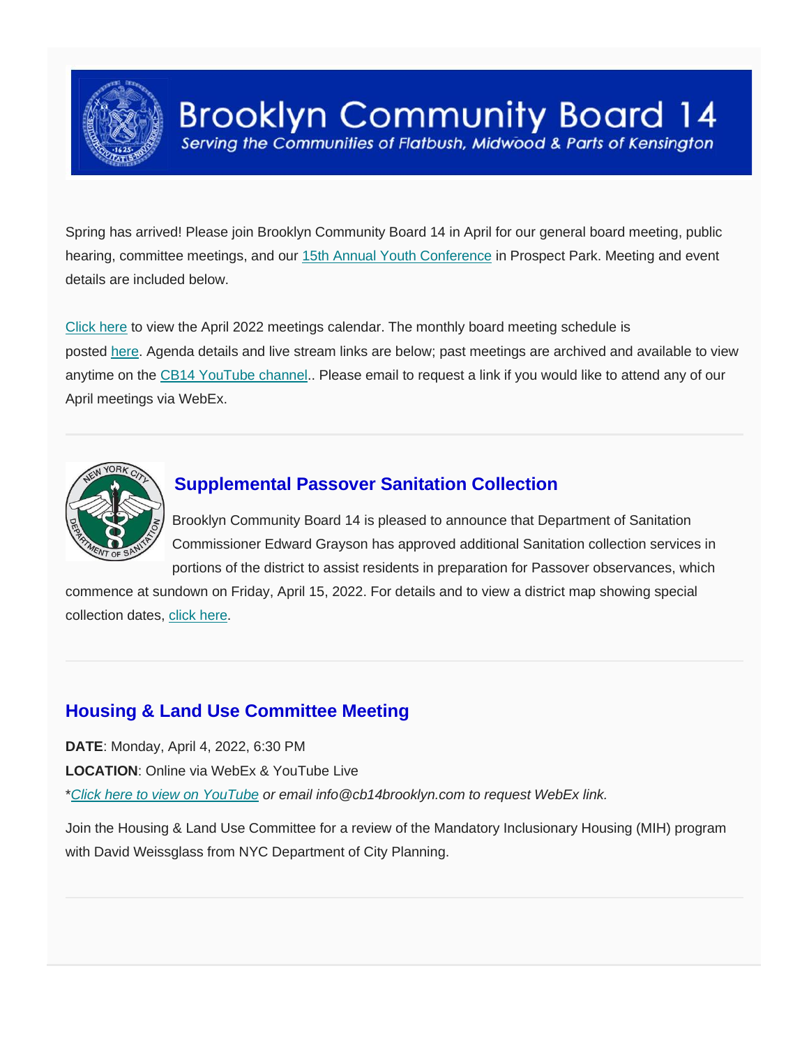# Brooklyn Community Board 14

*Serving the Communities of Flatbush, Midwood & Parts of Kensington*

Spring has arrived! Please join Brooklyn Community Board 14 in April for our general board meeting, public hearing, committee meetings, and our 15th Annual Youth Conference in Prospect Park. Meeting and event details are included below.

Click here to view the April 2022 meetings calendar. The monthly board meeting schedule is posted here. Agenda details and live stream links are below; past meetings are archived and available to view anytime on the CB14 YouTube channel.. Please email to request a link if you would like to attend any of our April meetings via WebEx.

---

## Supplemental Passover Sanitation Collection

Brooklyn Community Board 14 is pleased to announce that Department of Sanitation Commissioner Edward Grayson has approved additional Sanitation collection services in portions of the district to assist residents in preparation for Passover observances, which commence at sundown on Friday, April 15, 2022. For details and to view a district map showing special collection dates, click here.

---

## Housing & Land Use Committee Meeting

**DATE**: Monday, April 4, 2022, 6:30 PM
**LOCATION**: Online via WebEx & YouTube Live
**\****Click here to view on YouTube* *or email info@cb14brooklyn.com to request WebEx link.*

Join the Housing & Land Use Committee for a review of the Mandatory Inclusionary Housing (MIH) program with David Weissglass from NYC Department of City Planning.

---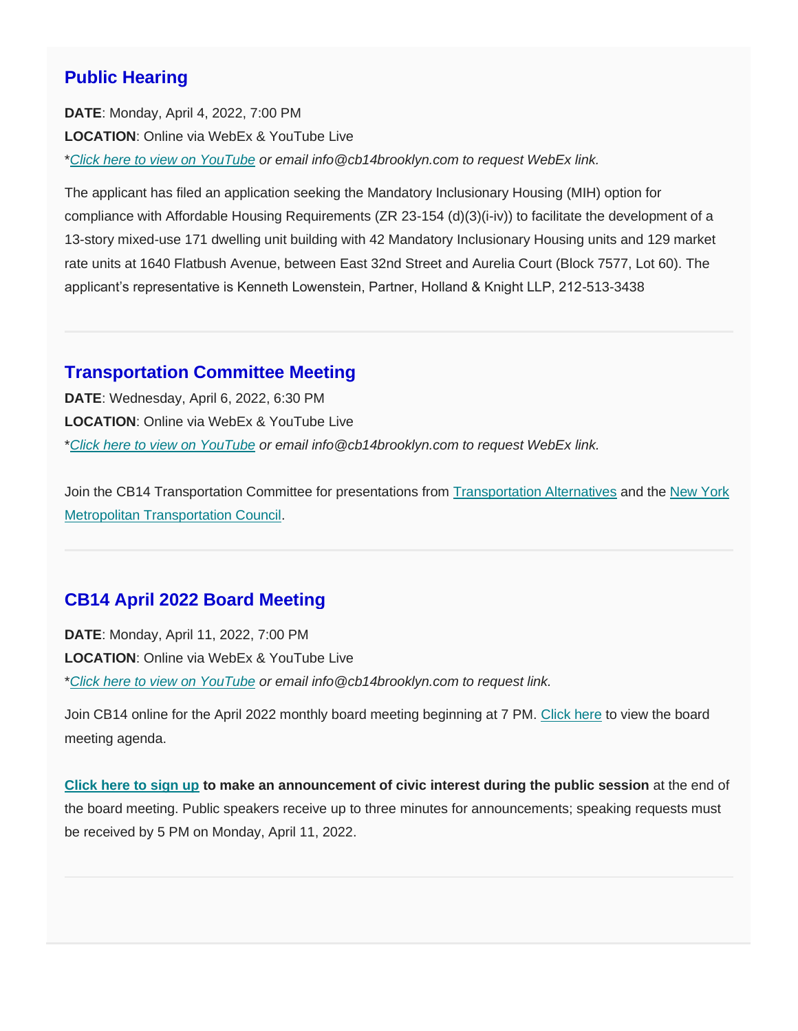## Public Hearing

**DATE**: Monday, April 4, 2022, 7:00 PM
**LOCATION**: Online via WebEx & YouTube Live
**Click here to view on YouTube* *or email info@cb14brooklyn.com to request WebEx link.*

The applicant has filed an application seeking the Mandatory Inclusionary Housing (MIH) option for compliance with Affordable Housing Requirements (ZR 23-154 (d)(3)(i-iv)) to facilitate the development of a 13-story mixed-use 171 dwelling unit building with 42 Mandatory Inclusionary Housing units and 129 market rate units at 1640 Flatbush Avenue, between East 32nd Street and Aurelia Court (Block 7577, Lot 60). The applicant's representative is Kenneth Lowenstein, Partner, Holland & Knight LLP, 212-513-3438

---

## Transportation Committee Meeting

**DATE**: Wednesday, April 6, 2022, 6:30 PM
**LOCATION**: Online via WebEx & YouTube Live
**Click here to view on YouTube* *or email info@cb14brooklyn.com to request WebEx link.*

Join the CB14 Transportation Committee for presentations from Transportation Alternatives and the New York Metropolitan Transportation Council.

---

## CB14 April 2022 Board Meeting

**DATE**: Monday, April 11, 2022, 7:00 PM
**LOCATION**: Online via WebEx & YouTube Live
**Click here to view on YouTube* *or email info@cb14brooklyn.com to request link.*

Join CB14 online for the April 2022 monthly board meeting beginning at 7 PM. Click here to view the board meeting agenda.

**Click here to sign up to make an announcement of civic interest during the public session** at the end of the board meeting. Public speakers receive up to three minutes for announcements; speaking requests must be received by 5 PM on Monday, April 11, 2022.

---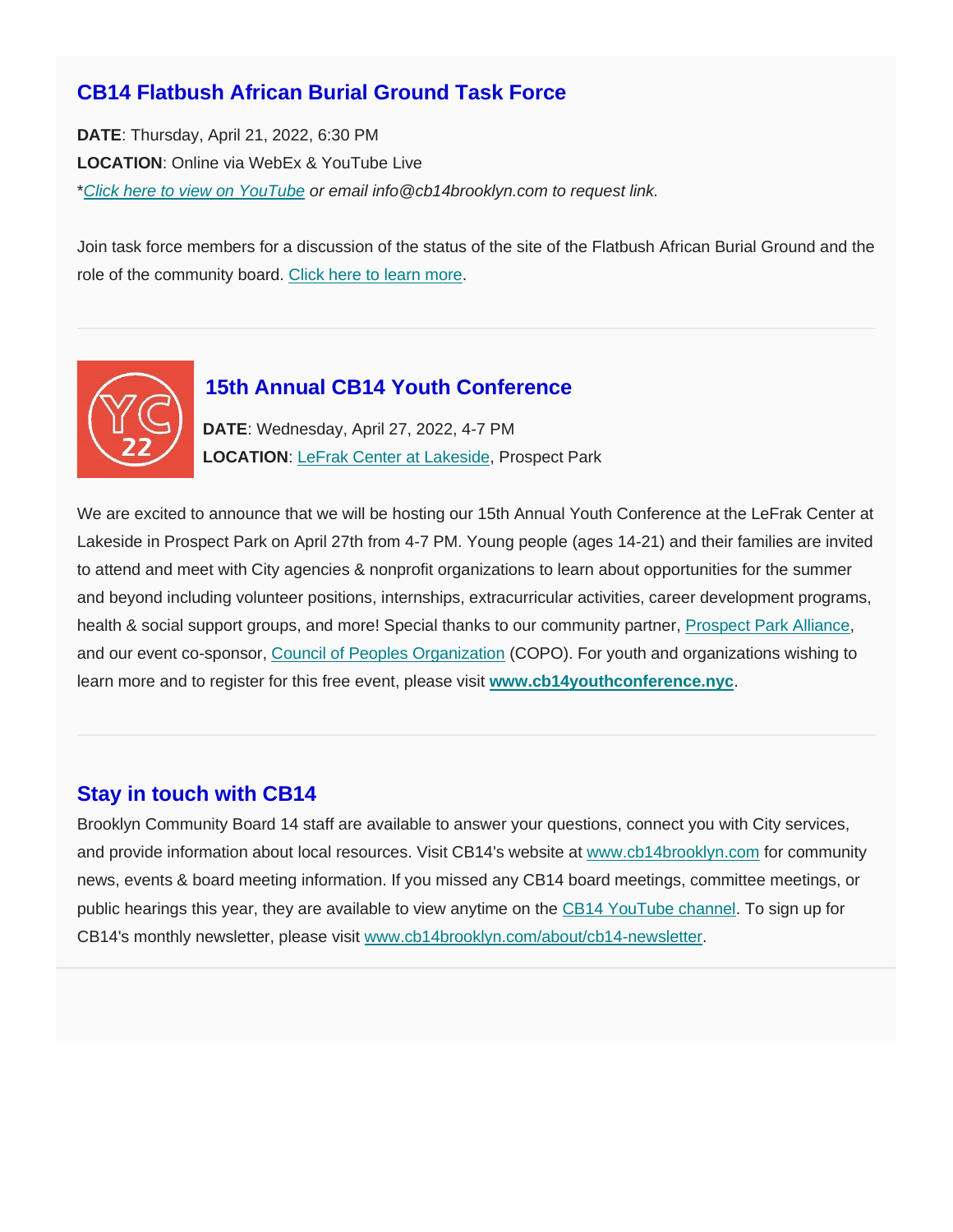## CB14 Flatbush African Burial Ground Task Force

**DATE**: Thursday, April 21, 2022, 6:30 PM
**LOCATION**: Online via WebEx & YouTube Live
*\*Click here to view on YouTube or email info@cb14brooklyn.com to request link.*

Join task force members for a discussion of the status of the site of the Flatbush African Burial Ground and the role of the community board. Click here to learn more.

---

## 15th Annual CB14 Youth Conference

**DATE**: Wednesday, April 27, 2022, 4-7 PM
**LOCATION**: LeFrak Center at Lakeside, Prospect Park

We are excited to announce that we will be hosting our 15th Annual Youth Conference at the LeFrak Center at Lakeside in Prospect Park on April 27th from 4-7 PM. Young people (ages 14-21) and their families are invited to attend and meet with City agencies & nonprofit organizations to learn about opportunities for the summer and beyond including volunteer positions, internships, extracurricular activities, career development programs, health & social support groups, and more! Special thanks to our community partner, Prospect Park Alliance, and our event co-sponsor, Council of Peoples Organization (COPO). For youth and organizations wishing to learn more and to register for this free event, please visit **www.cb14youthconference.nyc**.

---

## Stay in touch with CB14

Brooklyn Community Board 14 staff are available to answer your questions, connect you with City services, and provide information about local resources. Visit CB14's website at www.cb14brooklyn.com for community news, events & board meeting information. If you missed any CB14 board meetings, committee meetings, or public hearings this year, they are available to view anytime on the CB14 YouTube channel. To sign up for CB14's monthly newsletter, please visit www.cb14brooklyn.com/about/cb14-newsletter.